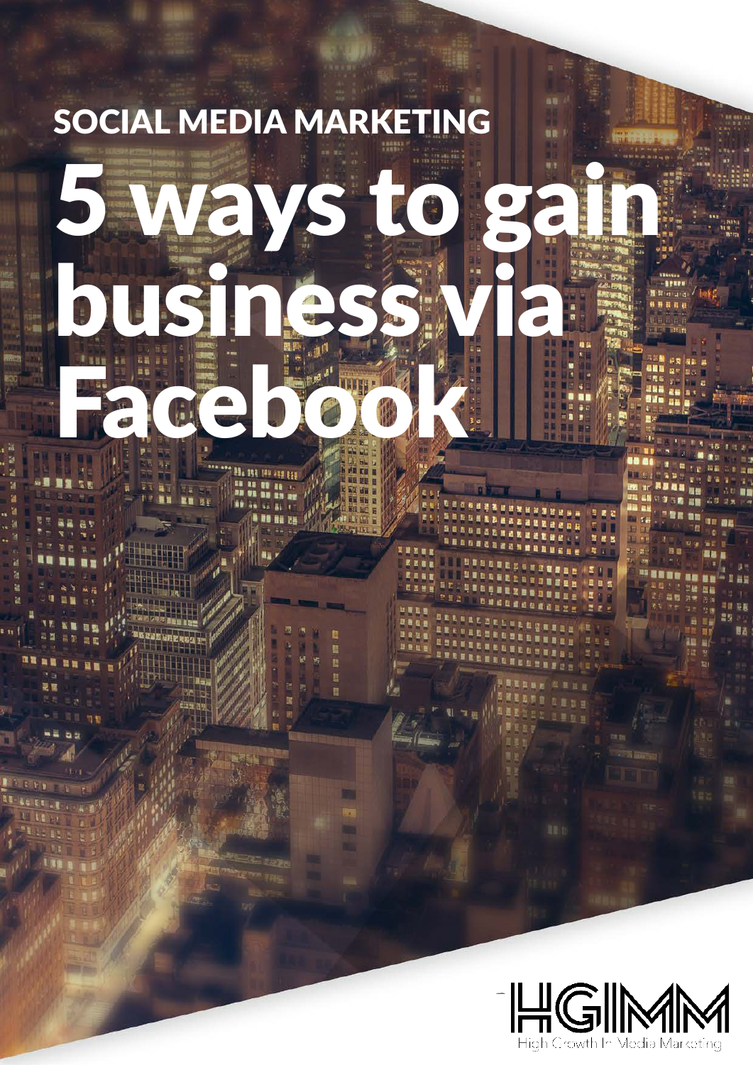SOCIAL MEDIA MARKETING

# 5 ways to gain business via Facebook

HGIMM

High Growth In Media Marketing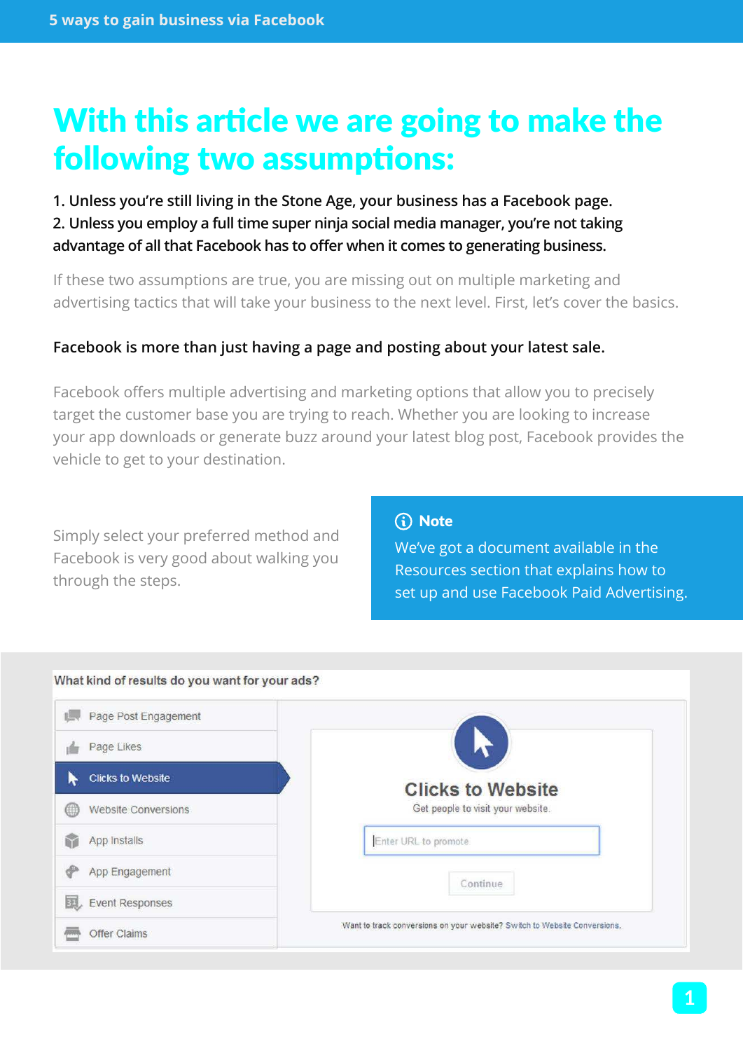# With this article we are going to make the following two assumptions:

**1. Unless you're still living in the Stone Age, your business has a Facebook page.**
**2. Unless you employ a full time super ninja social media manager, you're not taking advantage of all that Facebook has to offer when it comes to generating business.**

If these two assumptions are true, you are missing out on multiple marketing and advertising tactics that will take your business to the next level. First, let's cover the basics.

**Facebook is more than just having a page and posting about your latest sale.**

Facebook offers multiple advertising and marketing options that allow you to precisely target the customer base you are trying to reach. Whether you are looking to increase your app downloads or generate buzz around your latest blog post, Facebook provides the vehicle to get to your destination.

Simply select your preferred method and Facebook is very good about walking you through the steps.

> **Note**
> We've got a document available in the Resources section that explains how to set up and use Facebook Paid Advertising.

What kind of results do you want for your ads?

- Page Post Engagement
- Page Likes
- Clicks to Website
- Website Conversions
- App Installs
- App Engagement
- Event Responses
- Offer Claims

**Clicks to Website**

Get people to visit your website.

Enter URL to promote

Continue

Want to track conversions on your website? Switch to Website Conversions.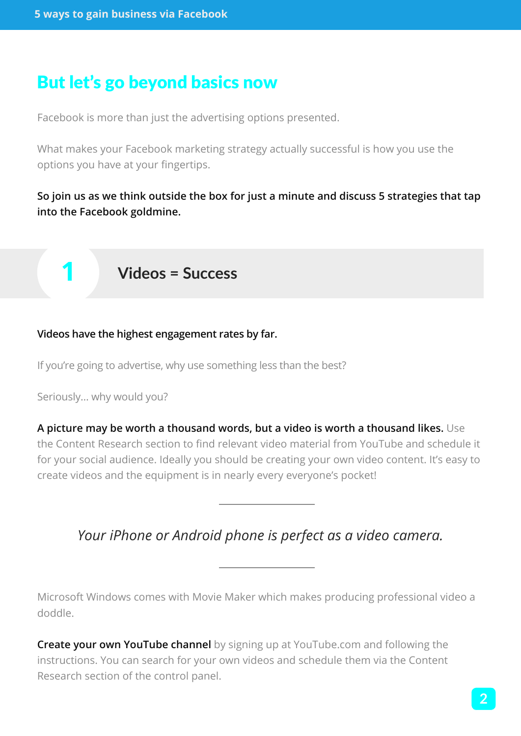## But let's go beyond basics now

Facebook is more than just the advertising options presented.

What makes your Facebook marketing strategy actually successful is how you use the options you have at your fingertips.

**So join us as we think outside the box for just a minute and discuss 5 strategies that tap into the Facebook goldmine.**

### 1 Videos = Success

**Videos have the highest engagement rates by far.**

If you're going to advertise, why use something less than the best?

Seriously… why would you?

**A picture may be worth a thousand words, but a video is worth a thousand likes.** Use the Content Research section to find relevant video material from YouTube and schedule it for your social audience. Ideally you should be creating your own video content. It's easy to create videos and the equipment is in nearly every everyone's pocket!

---

*Your iPhone or Android phone is perfect as a video camera.*

---

Microsoft Windows comes with Movie Maker which makes producing professional video a doddle.

**Create your own YouTube channel** by signing up at YouTube.com and following the instructions. You can search for your own videos and schedule them via the Content Research section of the control panel.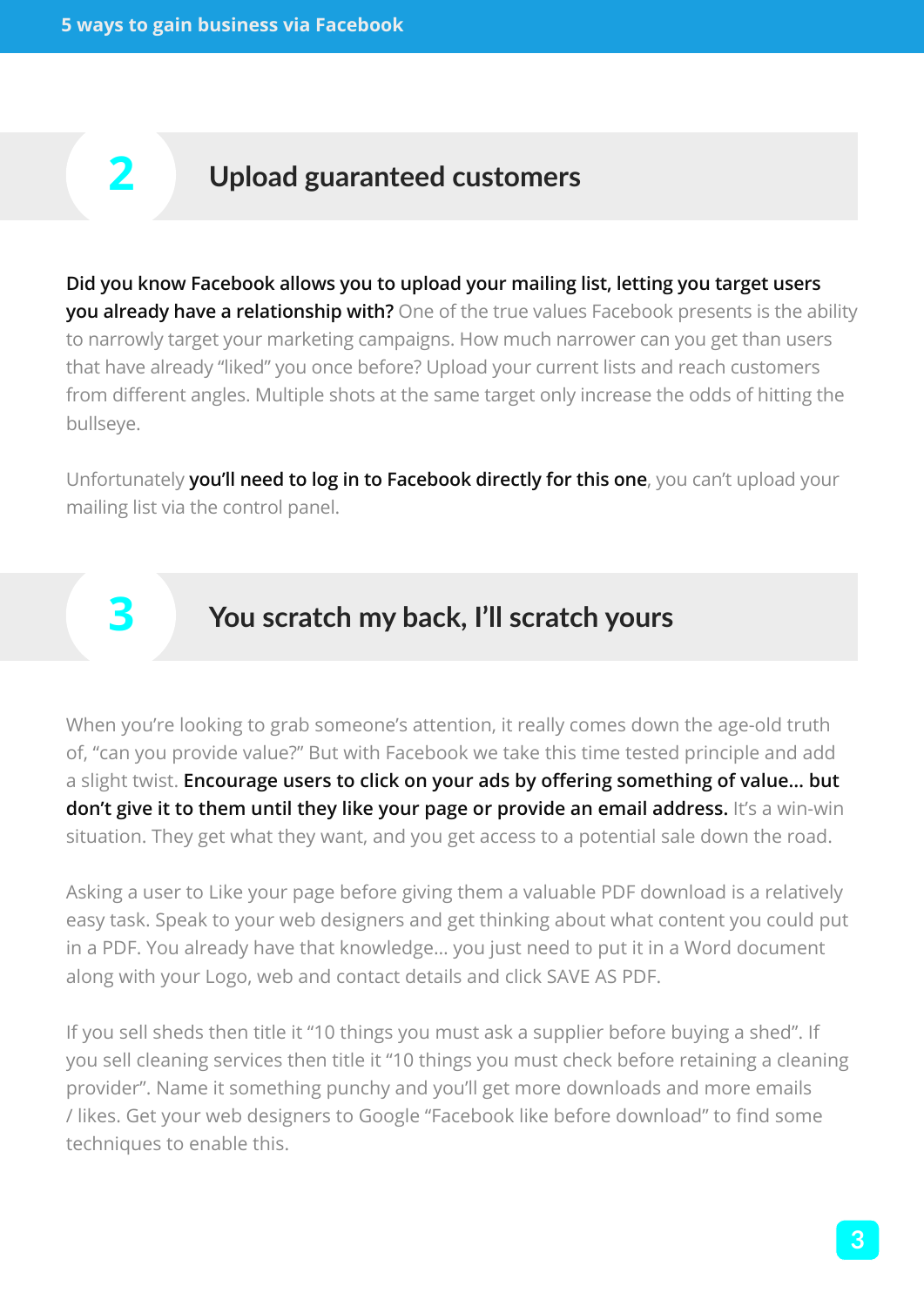## 2 Upload guaranteed customers

**Did you know Facebook allows you to upload your mailing list, letting you target users you already have a relationship with?** One of the true values Facebook presents is the ability to narrowly target your marketing campaigns. How much narrower can you get than users that have already "liked" you once before? Upload your current lists and reach customers from different angles. Multiple shots at the same target only increase the odds of hitting the bullseye.

Unfortunately **you'll need to log in to Facebook directly for this one**, you can't upload your mailing list via the control panel.

## 3 You scratch my back, I'll scratch yours

When you're looking to grab someone's attention, it really comes down the age-old truth of, "can you provide value?" But with Facebook we take this time tested principle and add a slight twist. **Encourage users to click on your ads by offering something of value... but don't give it to them until they like your page or provide an email address.** It's a win-win situation. They get what they want, and you get access to a potential sale down the road.

Asking a user to Like your page before giving them a valuable PDF download is a relatively easy task. Speak to your web designers and get thinking about what content you could put in a PDF. You already have that knowledge... you just need to put it in a Word document along with your Logo, web and contact details and click SAVE AS PDF.

If you sell sheds then title it "10 things you must ask a supplier before buying a shed". If you sell cleaning services then title it "10 things you must check before retaining a cleaning provider". Name it something punchy and you'll get more downloads and more emails / likes. Get your web designers to Google "Facebook like before download" to find some techniques to enable this.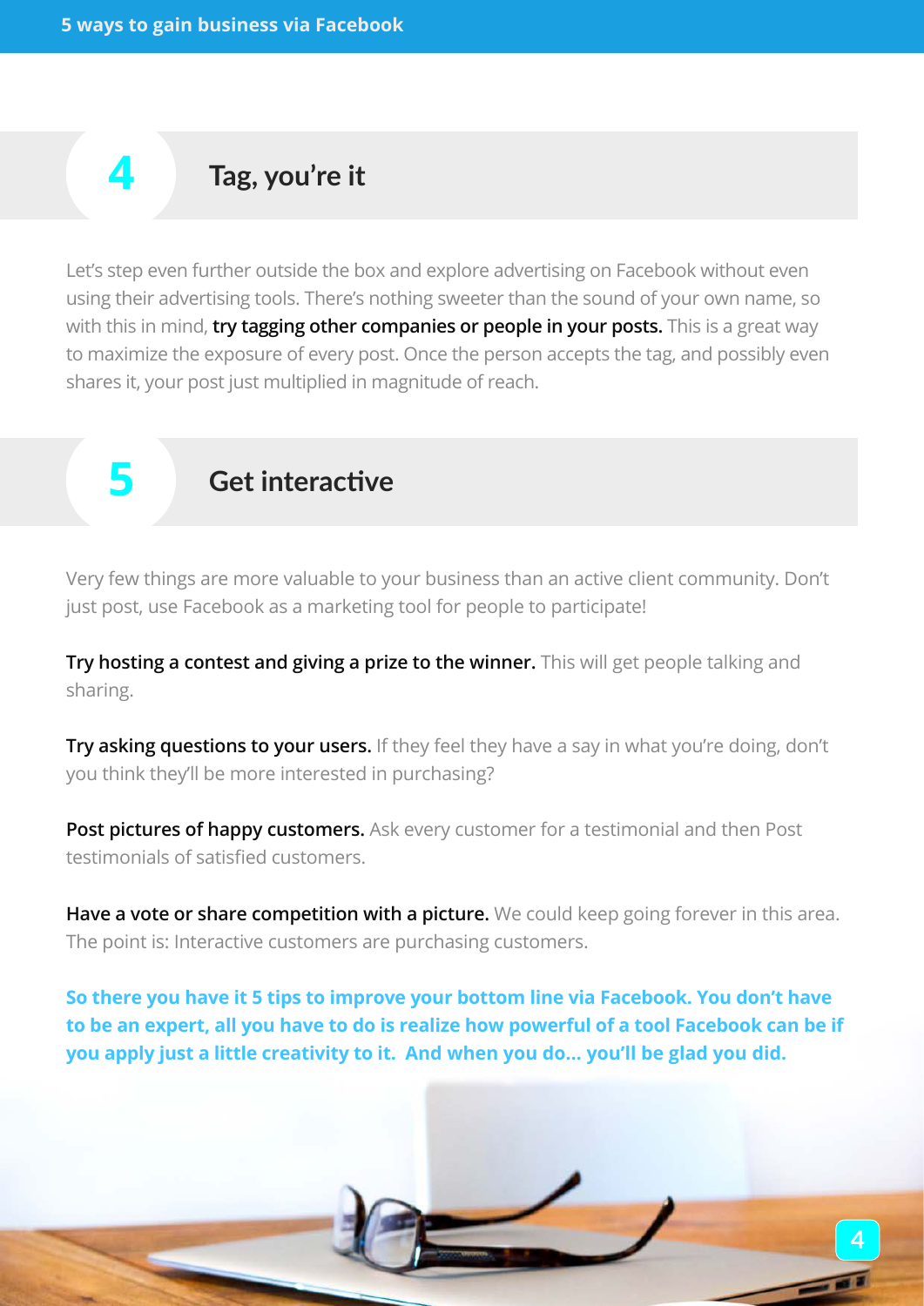## 4 Tag, you're it

Let's step even further outside the box and explore advertising on Facebook without even using their advertising tools. There's nothing sweeter than the sound of your own name, so with this in mind, **try tagging other companies or people in your posts.** This is a great way to maximize the exposure of every post. Once the person accepts the tag, and possibly even shares it, your post just multiplied in magnitude of reach.

## 5 Get interactive

Very few things are more valuable to your business than an active client community. Don't just post, use Facebook as a marketing tool for people to participate!

**Try hosting a contest and giving a prize to the winner.** This will get people talking and sharing.

**Try asking questions to your users.** If they feel they have a say in what you're doing, don't you think they'll be more interested in purchasing?

**Post pictures of happy customers.** Ask every customer for a testimonial and then Post testimonials of satisfied customers.

**Have a vote or share competition with a picture.** We could keep going forever in this area. The point is: Interactive customers are purchasing customers.

**So there you have it 5 tips to improve your bottom line via Facebook. You don't have to be an expert, all you have to do is realize how powerful of a tool Facebook can be if you apply just a little creativity to it. And when you do... you'll be glad you did.**